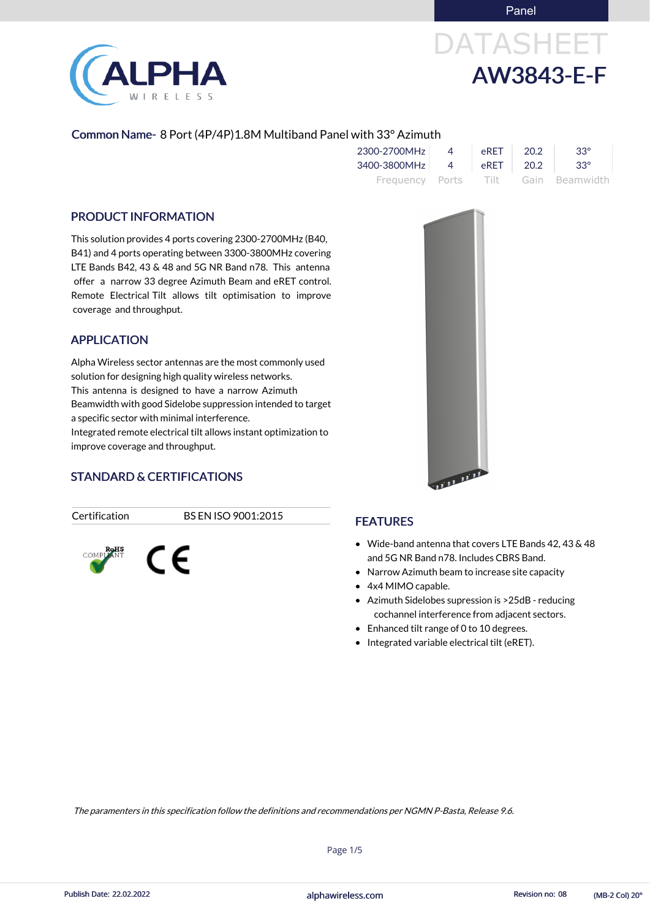Panel

# DATASHEET
# AW3843-E-F

**Common Name-** 8 Port (4P/4P)1.8M Multiband Panel with 33° Azimuth

| Frequency | Ports | Tilt | Gain | Beamwidth |
|---|---|---|---|---|
| 2300-2700MHz | 4 | eRET | 20.2 | 33° |
| 3400-3800MHz | 4 | eRET | 20.2 | 33° |

## PRODUCT INFORMATION

This solution provides 4 ports covering 2300-2700MHz (B40, B41) and 4 ports operating between 3300-3800MHz covering LTE Bands B42, 43 & 48 and 5G NR Band n78. This antenna offer a narrow 33 degree Azimuth Beam and eRET control. Remote Electrical Tilt allows tilt optimisation to improve coverage and throughput.

## APPLICATION

Alpha Wireless sector antennas are the most commonly used solution for designing high quality wireless networks.
This antenna is designed to have a narrow Azimuth Beamwidth with good Sidelobe suppression intended to target a specific sector with minimal interference.
Integrated remote electrical tilt allows instant optimization to improve coverage and throughput.

## STANDARD & CERTIFICATIONS

| Certification | BS EN ISO 9001:2015 |
|---|---|

RoHS COMPLIANT  CE

## FEATURES

- Wide-band antenna that covers LTE Bands 42, 43 & 48 and 5G NR Band n78. Includes CBRS Band.
- Narrow Azimuth beam to increase site capacity
- 4x4 MIMO capable.
- Azimuth Sidelobes supression is >25dB - reducing cochannel interference from adjacent sectors.
- Enhanced tilt range of 0 to 10 degrees.
- Integrated variable electrical tilt (eRET).

*The paramenters in this specification follow the definitions and recommendations per NGMN P-Basta, Release 9.6.*

Publish Date: 22.02.2022 | alphawireless.com | Revision no: 08 | (MB-2 Col) 20°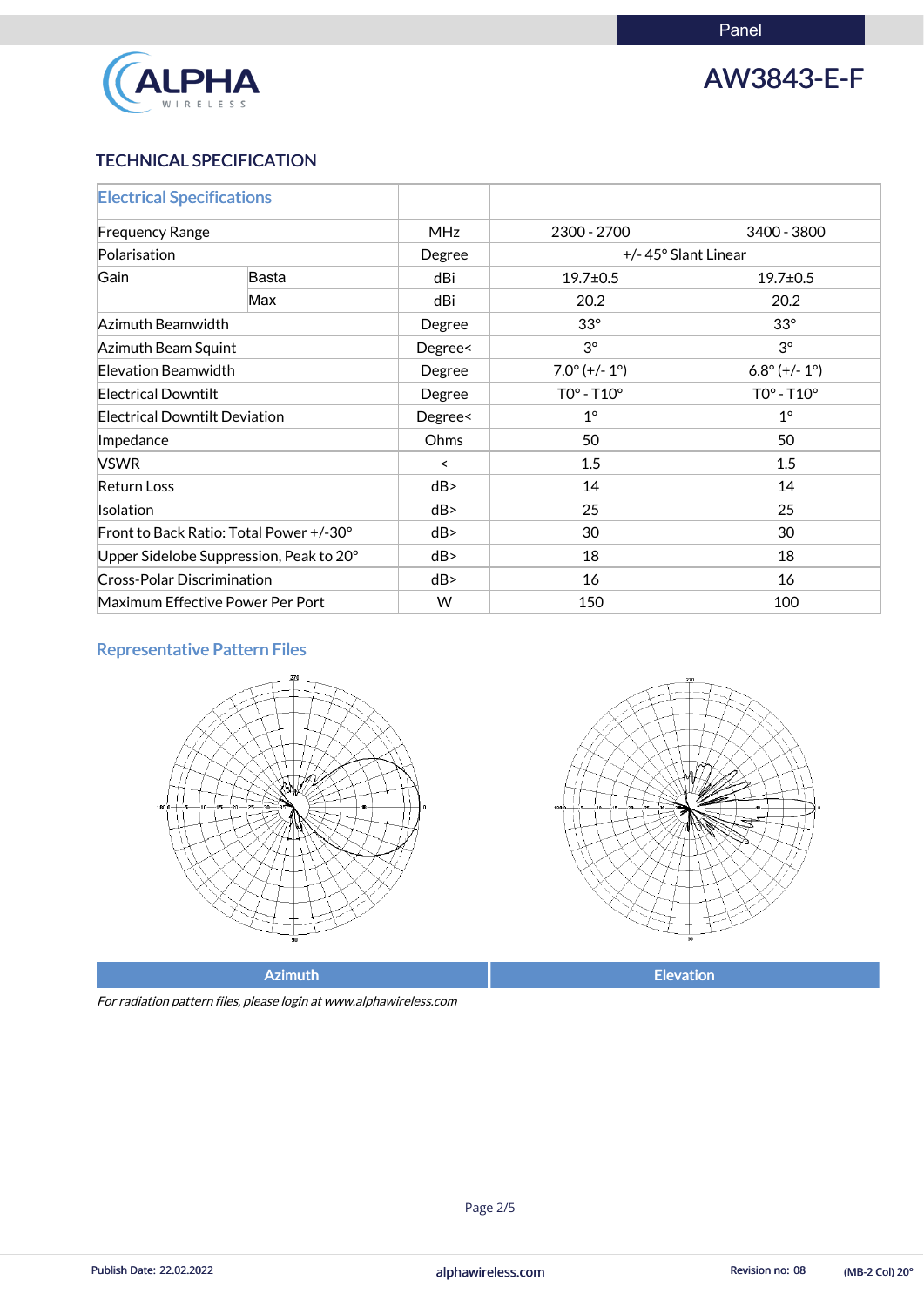Panel

# AW3843-E-F

## TECHNICAL SPECIFICATION

| Electrical Specifications | | | | |
|---|---|---|---|---|
| Frequency Range | | MHz | 2300 - 2700 | 3400 - 3800 |
| Polarisation | | Degree | +/- 45° Slant Linear | |
| Gain | Basta | dBi | 19.7±0.5 | 19.7±0.5 |
| | Max | dBi | 20.2 | 20.2 |
| Azimuth Beamwidth | | Degree | 33° | 33° |
| Azimuth Beam Squint | | Degree< | 3° | 3° |
| Elevation Beamwidth | | Degree | 7.0° (+/- 1°) | 6.8° (+/- 1°) |
| Electrical Downtilt | | Degree | T0° - T10° | T0° - T10° |
| Electrical Downtilt Deviation | | Degree< | 1° | 1° |
| Impedance | | Ohms | 50 | 50 |
| VSWR | | < | 1.5 | 1.5 |
| Return Loss | | dB> | 14 | 14 |
| Isolation | | dB> | 25 | 25 |
| Front to Back Ratio: Total Power +/-30° | | dB> | 30 | 30 |
| Upper Sidelobe Suppression, Peak to 20° | | dB> | 18 | 18 |
| Cross-Polar Discrimination | | dB> | 16 | 16 |
| Maximum Effective Power Per Port | | W | 150 | 100 |

### Representative Pattern Files

Azimuth | Elevation

*For radiation pattern files, please login at www.alphawireless.com*

Publish Date: 22.02.2022 | alphawireless.com | Revision no: 08 | (MB-2 Col) 20°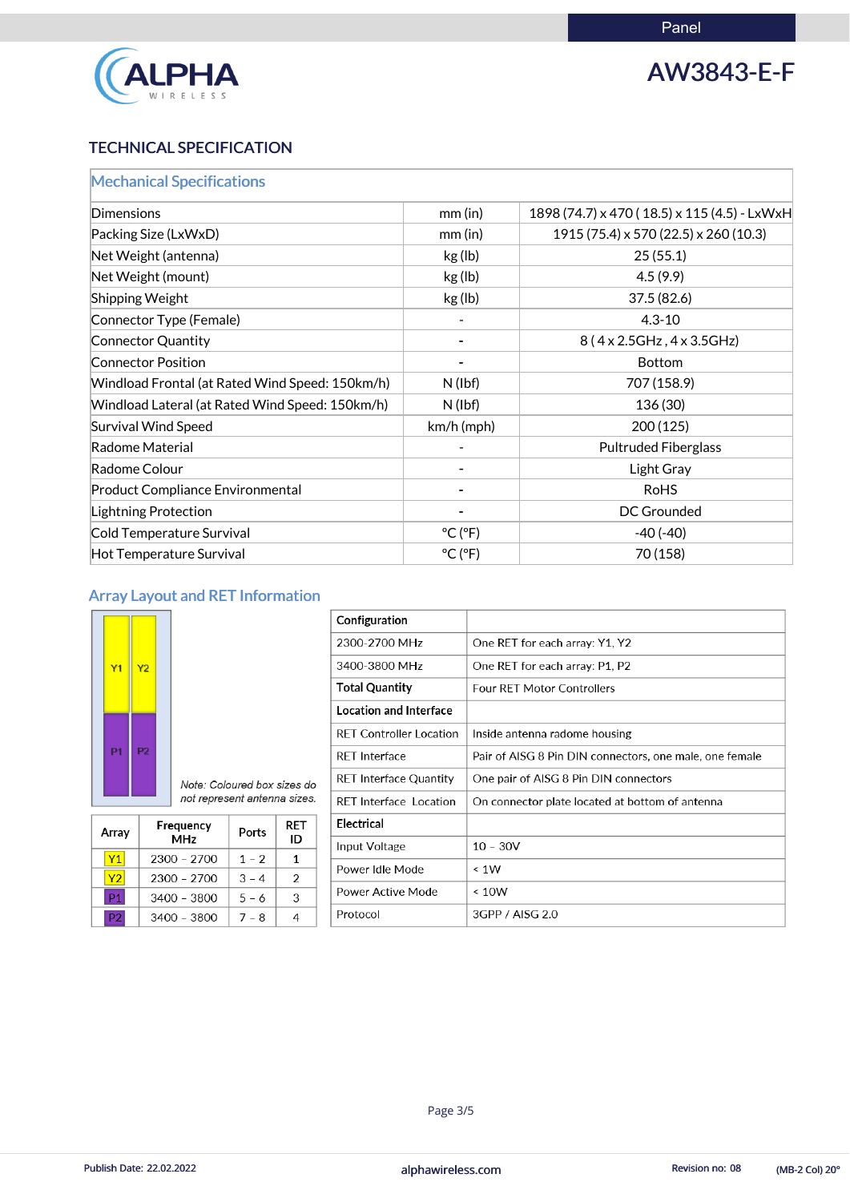Panel

ALPHA WIRELESS

# AW3843-E-F

## TECHNICAL SPECIFICATION

| Mechanical Specifications | | |
|---|---|---|
| Dimensions | mm (in) | 1898 (74.7) x 470 ( 18.5) x 115 (4.5) - LxWxH |
| Packing Size (LxWxD) | mm (in) | 1915 (75.4) x 570 (22.5) x 260 (10.3) |
| Net Weight (antenna) | kg (lb) | 25 (55.1) |
| Net Weight (mount) | kg (lb) | 4.5 (9.9) |
| Shipping Weight | kg (lb) | 37.5 (82.6) |
| Connector Type (Female) | - | 4.3-10 |
| Connector Quantity | - | 8 ( 4 x 2.5GHz , 4 x 3.5GHz) |
| Connector Position | - | Bottom |
| Windload Frontal (at Rated Wind Speed: 150km/h) | N (lbf) | 707 (158.9) |
| Windload Lateral (at Rated Wind Speed: 150km/h) | N (lbf) | 136 (30) |
| Survival Wind Speed | km/h (mph) | 200 (125) |
| Radome Material | - | Pultruded Fiberglass |
| Radome Colour | - | Light Gray |
| Product Compliance Environmental | - | RoHS |
| Lightning Protection | - | DC Grounded |
| Cold Temperature Survival | °C (°F) | -40 (-40) |
| Hot Temperature Survival | °C (°F) | 70 (158) |

## Array Layout and RET Information

Y1 Y2

P1 P2

*Note: Coloured box sizes do not represent antenna sizes.*

| Array | Frequency MHz | Ports | RET ID |
|---|---|---|---|
| Y1 | 2300 – 2700 | 1 – 2 | 1 |
| Y2 | 2300 – 2700 | 3 – 4 | 2 |
| P1 | 3400 – 3800 | 5 – 6 | 3 |
| P2 | 3400 – 3800 | 7 – 8 | 4 |

| **Configuration** | |
|---|---|
| 2300-2700 MHz | One RET for each array: Y1, Y2 |
| 3400-3800 MHz | One RET for each array: P1, P2 |
| **Total Quantity** | Four RET Motor Controllers |
| **Location and Interface** | |
| RET Controller Location | Inside antenna radome housing |
| RET Interface | Pair of AISG 8 Pin DIN connectors, one male, one female |
| RET Interface Quantity | One pair of AISG 8 Pin DIN connectors |
| RET Interface Location | On connector plate located at bottom of antenna |
| **Electrical** | |
| Input Voltage | 10 – 30V |
| Power Idle Mode | < 1W |
| Power Active Mode | < 10W |
| Protocol | 3GPP / AISG 2.0 |

Publish Date: 22.02.2022 | alphawireless.com | Revision no: 08 | (MB-2 Col) 20°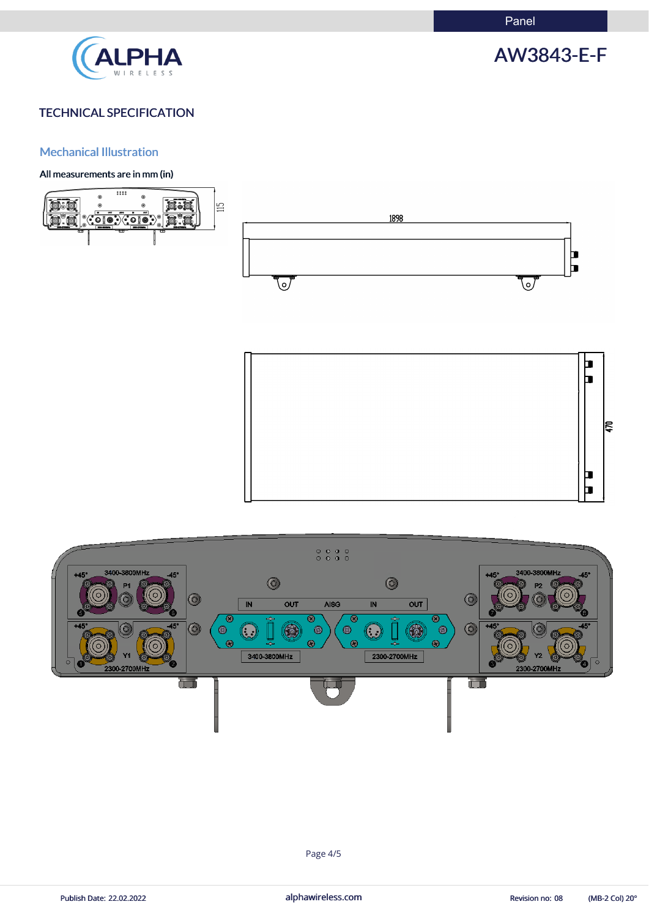# TECHNICAL SPECIFICATION

## Mechanical Illustration

**All measurements are in mm (in)**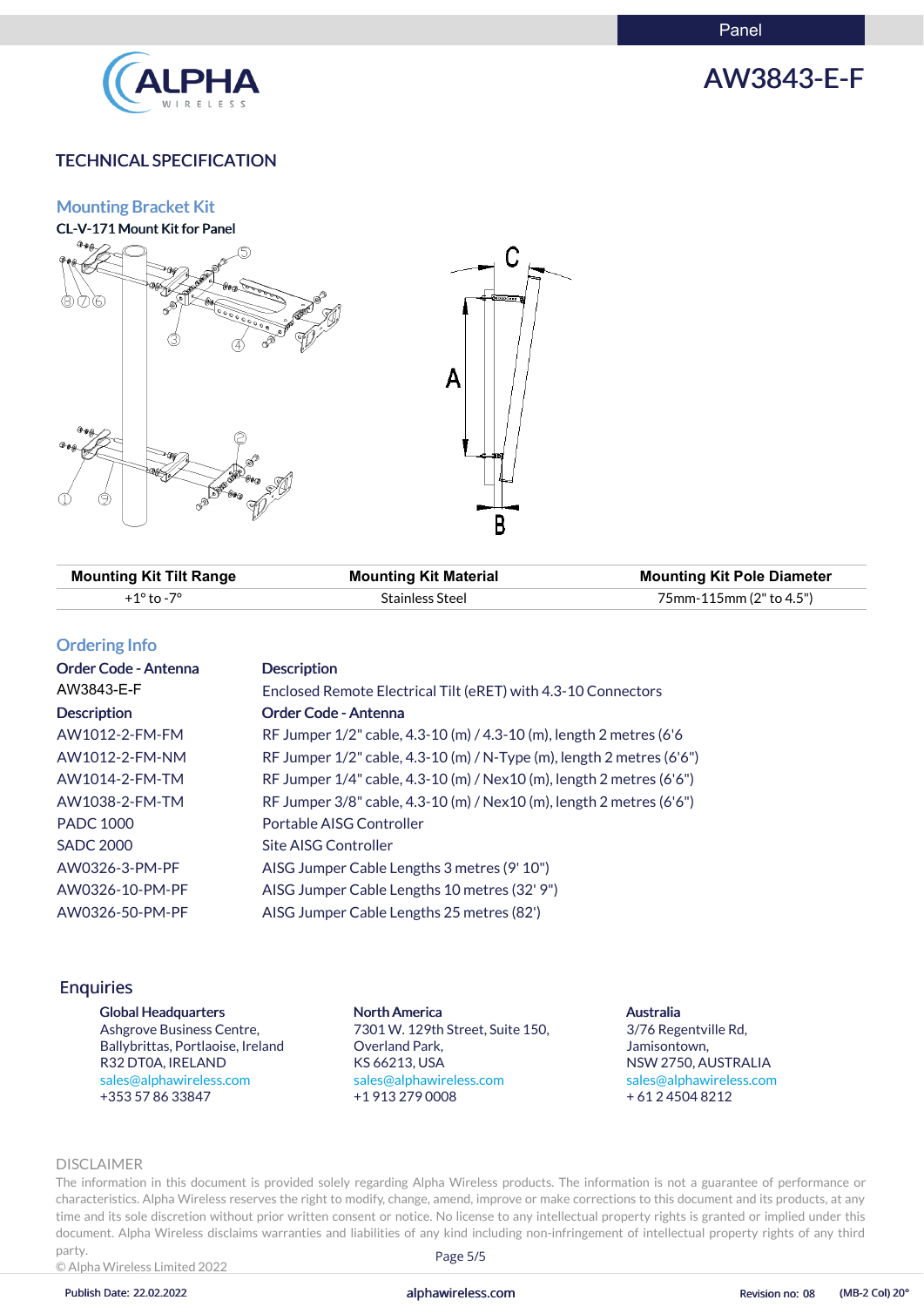Panel

# AW3843-E-F

## TECHNICAL SPECIFICATION

### Mounting Bracket Kit

**CL-V-171 Mount Kit for Panel**

8 7 6 5 3 4 2 1 9

C A B

| Mounting Kit Tilt Range | Mounting Kit Material | Mounting Kit Pole Diameter |
|---|---|---|
| +1° to -7° | Stainless Steel | 75mm-115mm (2" to 4.5") |

### Ordering Info

| Order Code - Antenna | Description |
|---|---|
| AW3843-E-F | Enclosed Remote Electrical Tilt (eRET) with 4.3-10 Connectors |
| **Description** | **Order Code - Antenna** |
| AW1012-2-FM-FM | RF Jumper 1/2" cable, 4.3-10 (m) / 4.3-10 (m), length 2 metres (6'6 |
| AW1012-2-FM-NM | RF Jumper 1/2" cable, 4.3-10 (m) / N-Type (m), length 2 metres (6'6") |
| AW1014-2-FM-TM | RF Jumper 1/4" cable, 4.3-10 (m) / Nex10 (m), length 2 metres (6'6") |
| AW1038-2-FM-TM | RF Jumper 3/8" cable, 4.3-10 (m) / Nex10 (m), length 2 metres (6'6") |
| PADC 1000 | Portable AISG Controller |
| SADC 2000 | Site AISG Controller |
| AW0326-3-PM-PF | AISG Jumper Cable Lengths 3 metres (9' 10") |
| AW0326-10-PM-PF | AISG Jumper Cable Lengths 10 metres (32' 9") |
| AW0326-50-PM-PF | AISG Jumper Cable Lengths 25 metres (82') |

## Enquiries

**Global Headquarters**
Ashgrove Business Centre,
Ballybrittas, Portlaoise, Ireland
R32 DT0A, IRELAND
sales@alphawireless.com
+353 57 86 33847

**North America**
7301 W. 129th Street, Suite 150,
Overland Park,
KS 66213, USA
sales@alphawireless.com
+1 913 279 0008

**Australia**
3/76 Regentville Rd,
Jamisontown,
NSW 2750, AUSTRALIA
sales@alphawireless.com
+ 61 2 4504 8212

DISCLAIMER

The information in this document is provided solely regarding Alpha Wireless products. The information is not a guarantee of performance or characteristics. Alpha Wireless reserves the right to modify, change, amend, improve or make corrections to this document and its products, at any time and its sole discretion without prior written consent or notice. No license to any intellectual property rights is granted or implied under this document. Alpha Wireless disclaims warranties and liabilities of any kind including non-infringement of intellectual property rights of any third party.

© Alpha Wireless Limited 2022

Publish Date: 22.02.2022 alphawireless.com Revision no: 08 (MB-2 Col) 20°